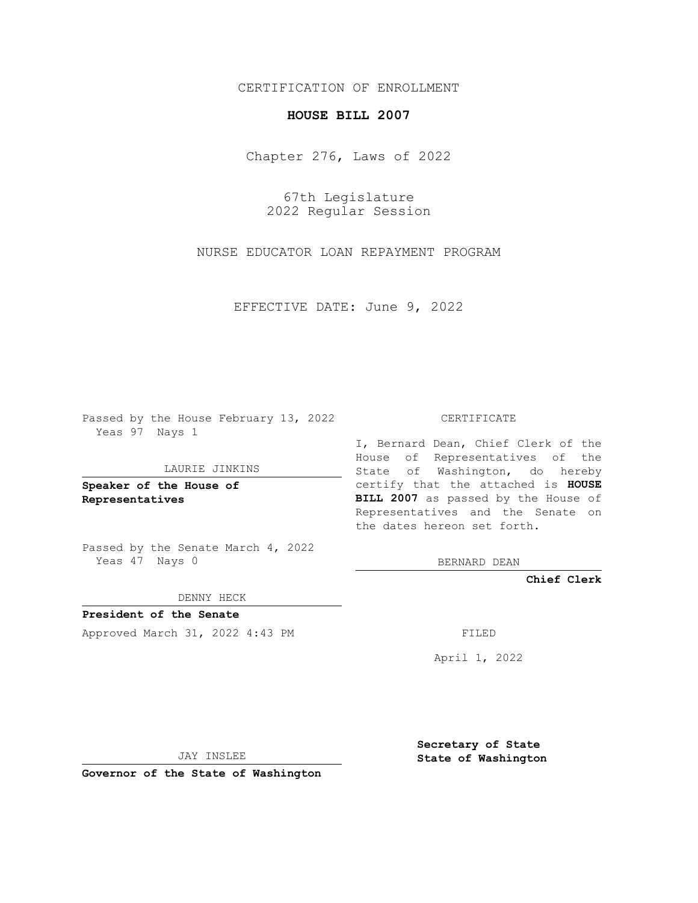CERTIFICATION OF ENROLLMENT

**HOUSE BILL 2007**

Chapter 276, Laws of 2022

67th Legislature
2022 Regular Session

NURSE EDUCATOR LOAN REPAYMENT PROGRAM

EFFECTIVE DATE: June 9, 2022

Passed by the House February 13, 2022
Yeas 97 Nays 1

LAURIE JINKINS

**Speaker of the House of Representatives**

Passed by the Senate March 4, 2022
Yeas 47 Nays 0

DENNY HECK

**President of the Senate**

Approved March 31, 2022 4:43 PM

JAY INSLEE

**Governor of the State of Washington**

CERTIFICATE

I, Bernard Dean, Chief Clerk of the House of Representatives of the State of Washington, do hereby certify that the attached is **HOUSE BILL 2007** as passed by the House of Representatives and the Senate on the dates hereon set forth.

BERNARD DEAN

**Chief Clerk**

FILED

April 1, 2022

**Secretary of State**
**State of Washington**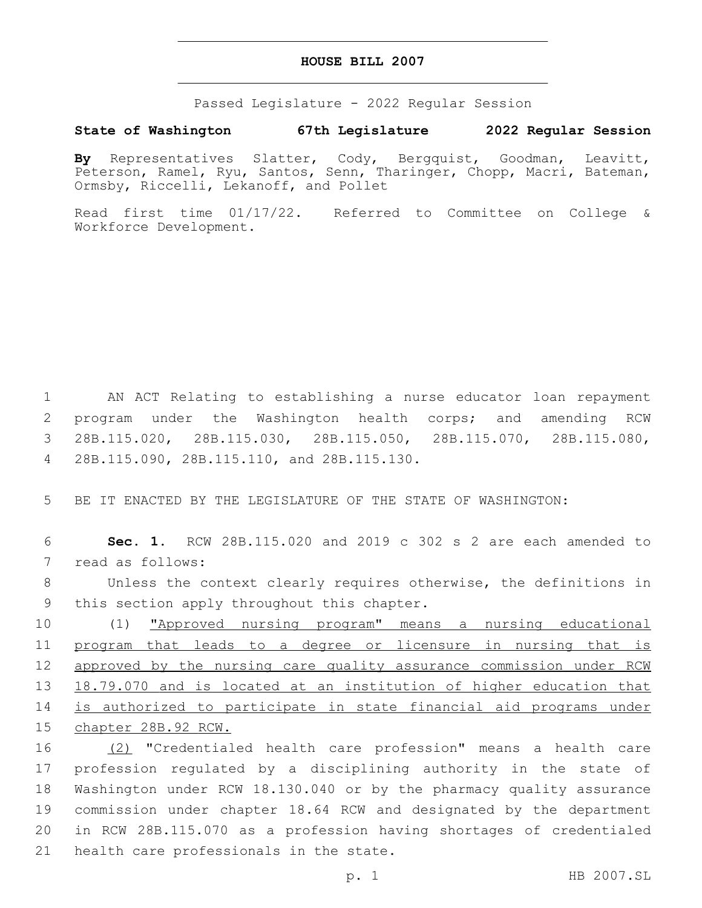# HOUSE BILL 2007

Passed Legislature - 2022 Regular Session

**State of Washington 67th Legislature 2022 Regular Session**

**By** Representatives Slatter, Cody, Bergquist, Goodman, Leavitt, Peterson, Ramel, Ryu, Santos, Senn, Tharinger, Chopp, Macri, Bateman, Ormsby, Riccelli, Lekanoff, and Pollet

Read first time 01/17/22. Referred to Committee on College & Workforce Development.

AN ACT Relating to establishing a nurse educator loan repayment program under the Washington health corps; and amending RCW 28B.115.020, 28B.115.030, 28B.115.050, 28B.115.070, 28B.115.080, 28B.115.090, 28B.115.110, and 28B.115.130.

BE IT ENACTED BY THE LEGISLATURE OF THE STATE OF WASHINGTON:

**Sec. 1.** RCW 28B.115.020 and 2019 c 302 s 2 are each amended to read as follows:

Unless the context clearly requires otherwise, the definitions in this section apply throughout this chapter.

(1) <u>"Approved nursing program" means a nursing educational program that leads to a degree or licensure in nursing that is approved by the nursing care quality assurance commission under RCW 18.79.070 and is located at an institution of higher education that is authorized to participate in state financial aid programs under chapter 28B.92 RCW.</u>

<u>(2)</u> "Credentialed health care profession" means a health care profession regulated by a disciplining authority in the state of Washington under RCW 18.130.040 or by the pharmacy quality assurance commission under chapter 18.64 RCW and designated by the department in RCW 28B.115.070 as a profession having shortages of credentialed health care professionals in the state.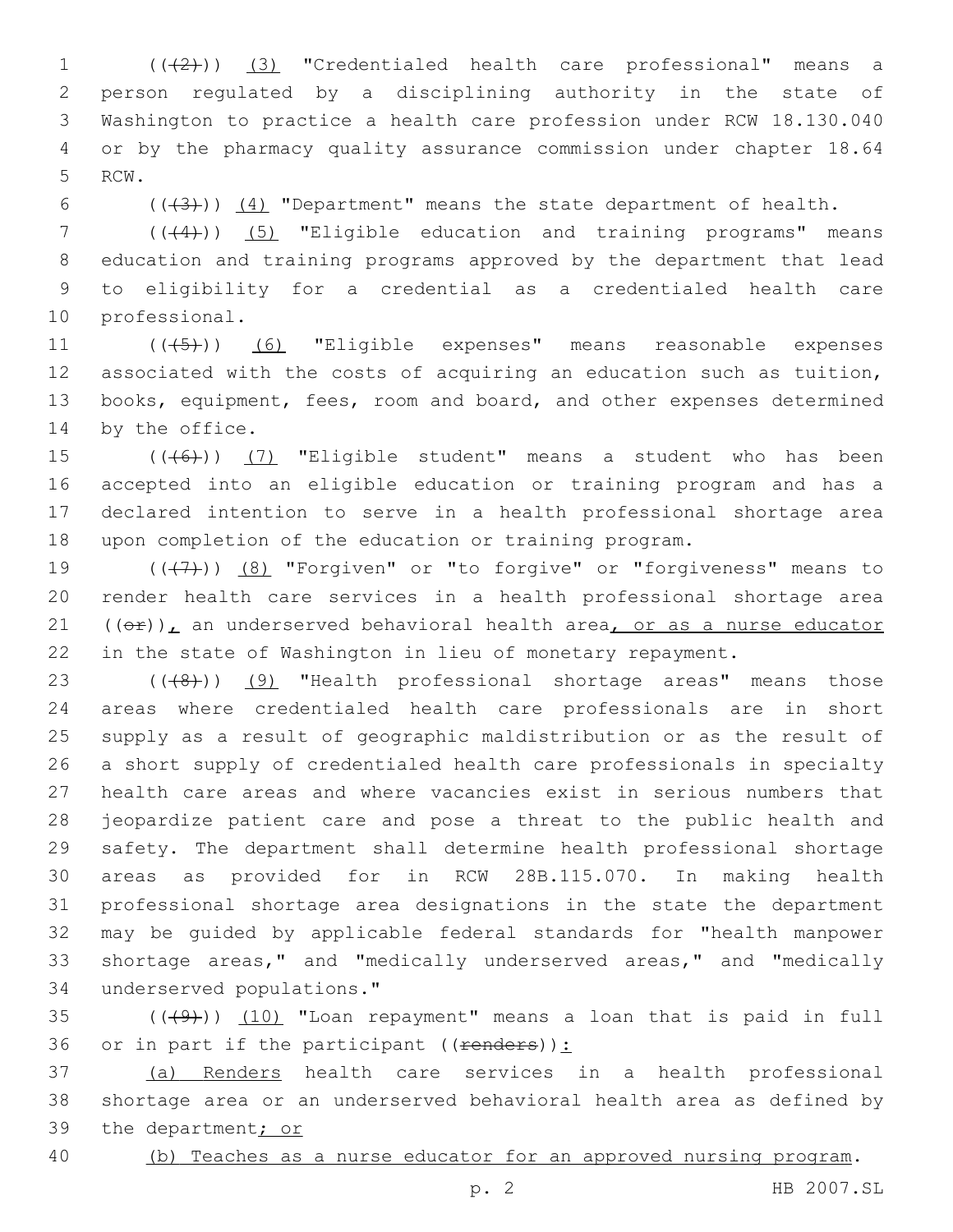((~~(2)~~)) <u>(3)</u> "Credentialed health care professional" means a person regulated by a disciplining authority in the state of Washington to practice a health care profession under RCW 18.130.040 or by the pharmacy quality assurance commission under chapter 18.64 RCW.

((~~(3)~~)) <u>(4)</u> "Department" means the state department of health.

((~~(4)~~)) <u>(5)</u> "Eligible education and training programs" means education and training programs approved by the department that lead to eligibility for a credential as a credentialed health care professional.

((~~(5)~~)) <u>(6)</u> "Eligible expenses" means reasonable expenses associated with the costs of acquiring an education such as tuition, books, equipment, fees, room and board, and other expenses determined by the office.

((~~(6)~~)) <u>(7)</u> "Eligible student" means a student who has been accepted into an eligible education or training program and has a declared intention to serve in a health professional shortage area upon completion of the education or training program.

((~~(7)~~)) <u>(8)</u> "Forgiven" or "to forgive" or "forgiveness" means to render health care services in a health professional shortage area ((~~or~~))<u>,</u> an underserved behavioral health area<u>, or as a nurse educator</u> in the state of Washington in lieu of monetary repayment.

((~~(8)~~)) <u>(9)</u> "Health professional shortage areas" means those areas where credentialed health care professionals are in short supply as a result of geographic maldistribution or as the result of a short supply of credentialed health care professionals in specialty health care areas and where vacancies exist in serious numbers that jeopardize patient care and pose a threat to the public health and safety. The department shall determine health professional shortage areas as provided for in RCW 28B.115.070. In making health professional shortage area designations in the state the department may be guided by applicable federal standards for "health manpower shortage areas," and "medically underserved areas," and "medically underserved populations."

((~~(9)~~)) <u>(10)</u> "Loan repayment" means a loan that is paid in full or in part if the participant ((~~renders~~))<u>:</u>

<u>(a) Renders</u> health care services in a health professional shortage area or an underserved behavioral health area as defined by the department<u>; or</u>

<u>(b) Teaches as a nurse educator for an approved nursing program</u>.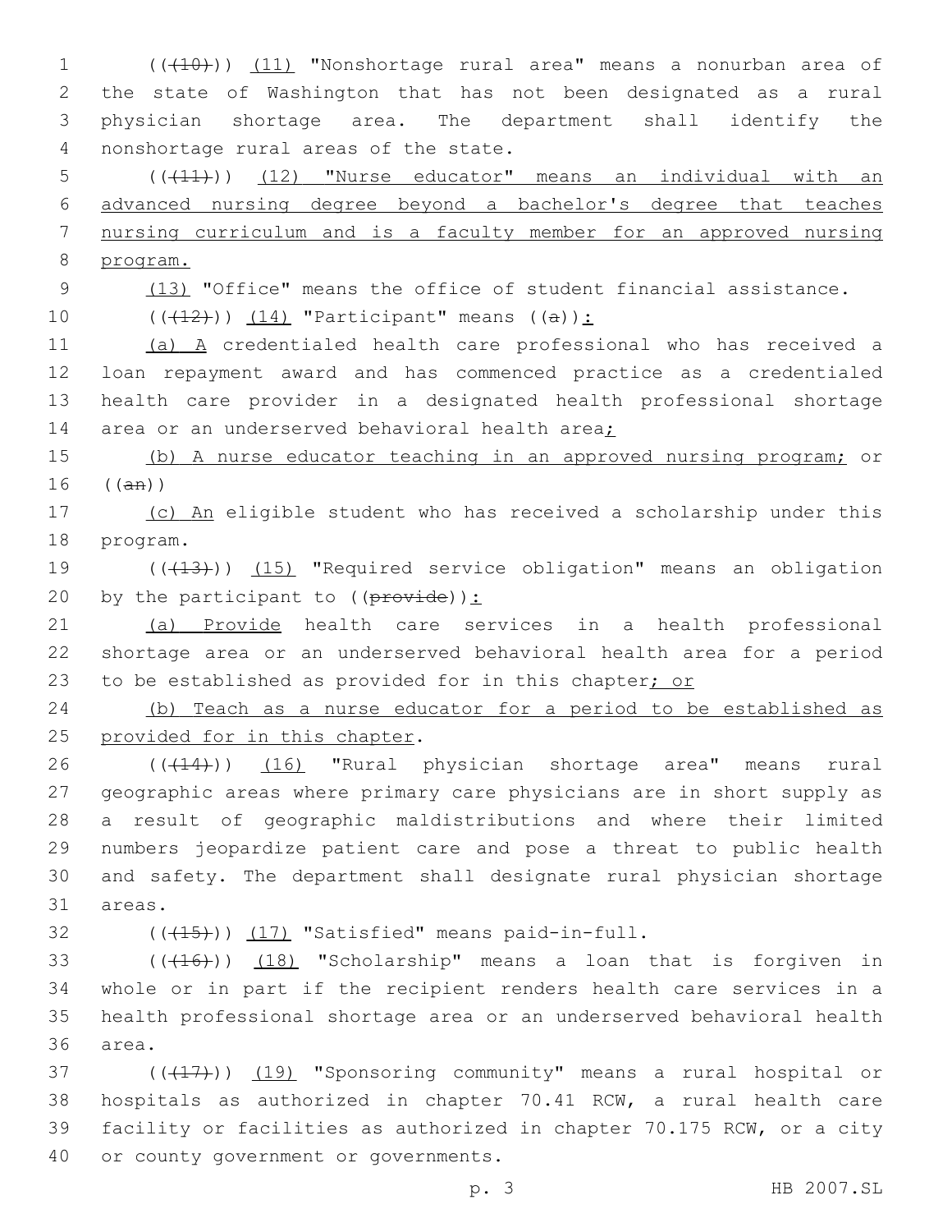(((10))) (11) "Nonshortage rural area" means a nonurban area of the state of Washington that has not been designated as a rural physician shortage area. The department shall identify the nonshortage rural areas of the state.

(((11))) (12) "Nurse educator" means an individual with an advanced nursing degree beyond a bachelor's degree that teaches nursing curriculum and is a faculty member for an approved nursing program.

(13) "Office" means the office of student financial assistance.

(((12))) (14) "Participant" means ((a)):

(a) A credentialed health care professional who has received a loan repayment award and has commenced practice as a credentialed health care provider in a designated health professional shortage area or an underserved behavioral health area;

(b) A nurse educator teaching in an approved nursing program; or ((an))

(c) An eligible student who has received a scholarship under this program.

(((13))) (15) "Required service obligation" means an obligation by the participant to ((provide)):

(a) Provide health care services in a health professional shortage area or an underserved behavioral health area for a period to be established as provided for in this chapter; or

(b) Teach as a nurse educator for a period to be established as provided for in this chapter.

(((14))) (16) "Rural physician shortage area" means rural geographic areas where primary care physicians are in short supply as a result of geographic maldistributions and where their limited numbers jeopardize patient care and pose a threat to public health and safety. The department shall designate rural physician shortage areas.

(((15))) (17) "Satisfied" means paid-in-full.

(((16))) (18) "Scholarship" means a loan that is forgiven in whole or in part if the recipient renders health care services in a health professional shortage area or an underserved behavioral health area.

(((17))) (19) "Sponsoring community" means a rural hospital or hospitals as authorized in chapter 70.41 RCW, a rural health care facility or facilities as authorized in chapter 70.175 RCW, or a city or county government or governments.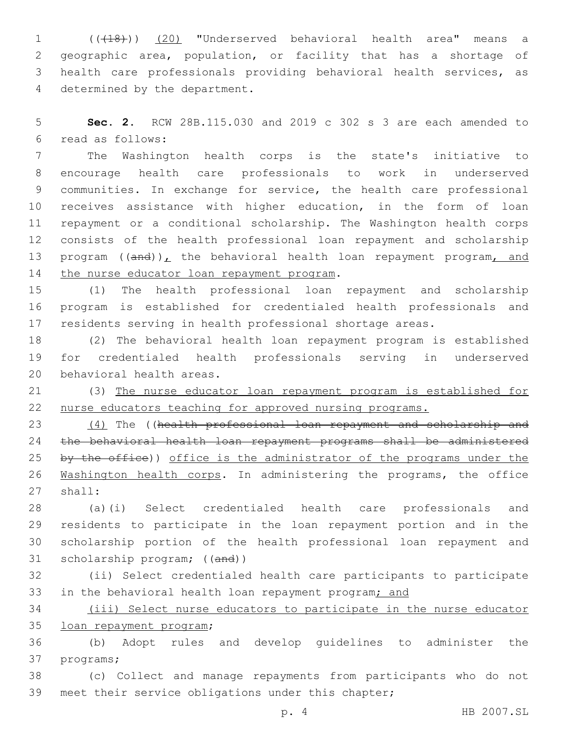((~~(18)~~)) <u>(20)</u> "Underserved behavioral health area" means a geographic area, population, or facility that has a shortage of health care professionals providing behavioral health services, as determined by the department.

**Sec. 2.** RCW 28B.115.030 and 2019 c 302 s 3 are each amended to read as follows:

The Washington health corps is the state's initiative to encourage health care professionals to work in underserved communities. In exchange for service, the health care professional receives assistance with higher education, in the form of loan repayment or a conditional scholarship. The Washington health corps consists of the health professional loan repayment and scholarship program ((~~and~~))<u>,</u> the behavioral health loan repayment program<u>, and the nurse educator loan repayment program</u>.

(1) The health professional loan repayment and scholarship program is established for credentialed health professionals and residents serving in health professional shortage areas.

(2) The behavioral health loan repayment program is established for credentialed health professionals serving in underserved behavioral health areas.

(3) <u>The nurse educator loan repayment program is established for nurse educators teaching for approved nursing programs.</u>

<u>(4)</u> The ((~~health professional loan repayment and scholarship and the behavioral health loan repayment programs shall be administered by the office~~)) <u>office is the administrator of the programs under the Washington health corps</u>. In administering the programs, the office shall:

(a)(i) Select credentialed health care professionals and residents to participate in the loan repayment portion and in the scholarship portion of the health professional loan repayment and scholarship program; ((~~and~~))

(ii) Select credentialed health care participants to participate in the behavioral health loan repayment program<u>; and</u>

<u>(iii) Select nurse educators to participate in the nurse educator loan repayment program</u>;

(b) Adopt rules and develop guidelines to administer the programs;

(c) Collect and manage repayments from participants who do not meet their service obligations under this chapter;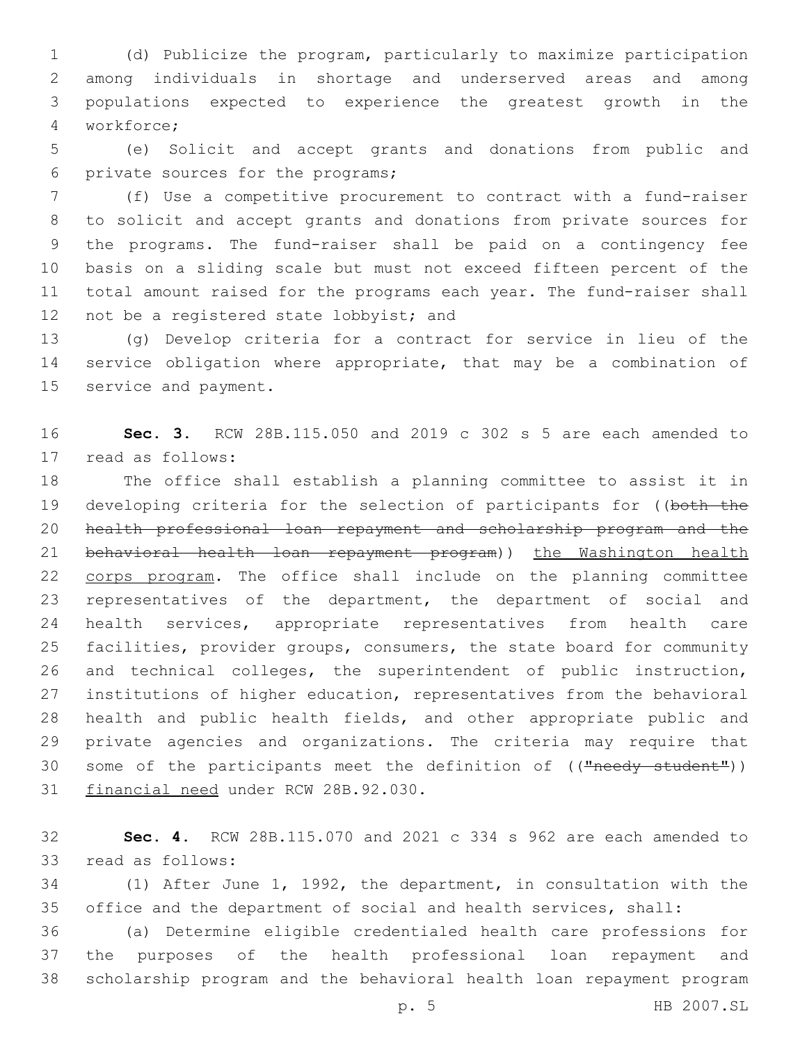(d) Publicize the program, particularly to maximize participation among individuals in shortage and underserved areas and among populations expected to experience the greatest growth in the workforce;

(e) Solicit and accept grants and donations from public and private sources for the programs;

(f) Use a competitive procurement to contract with a fund-raiser to solicit and accept grants and donations from private sources for the programs. The fund-raiser shall be paid on a contingency fee basis on a sliding scale but must not exceed fifteen percent of the total amount raised for the programs each year. The fund-raiser shall not be a registered state lobbyist; and

(g) Develop criteria for a contract for service in lieu of the service obligation where appropriate, that may be a combination of service and payment.

**Sec. 3.** RCW 28B.115.050 and 2019 c 302 s 5 are each amended to read as follows:

The office shall establish a planning committee to assist it in developing criteria for the selection of participants for ((~~both the health professional loan repayment and scholarship program and the behavioral health loan repayment program~~)) <u>the Washington health corps program</u>. The office shall include on the planning committee representatives of the department, the department of social and health services, appropriate representatives from health care facilities, provider groups, consumers, the state board for community and technical colleges, the superintendent of public instruction, institutions of higher education, representatives from the behavioral health and public health fields, and other appropriate public and private agencies and organizations. The criteria may require that some of the participants meet the definition of ((~~"needy student"~~)) <u>financial need</u> under RCW 28B.92.030.

**Sec. 4.** RCW 28B.115.070 and 2021 c 334 s 962 are each amended to read as follows:

(1) After June 1, 1992, the department, in consultation with the office and the department of social and health services, shall:

(a) Determine eligible credentialed health care professions for the purposes of the health professional loan repayment and scholarship program and the behavioral health loan repayment program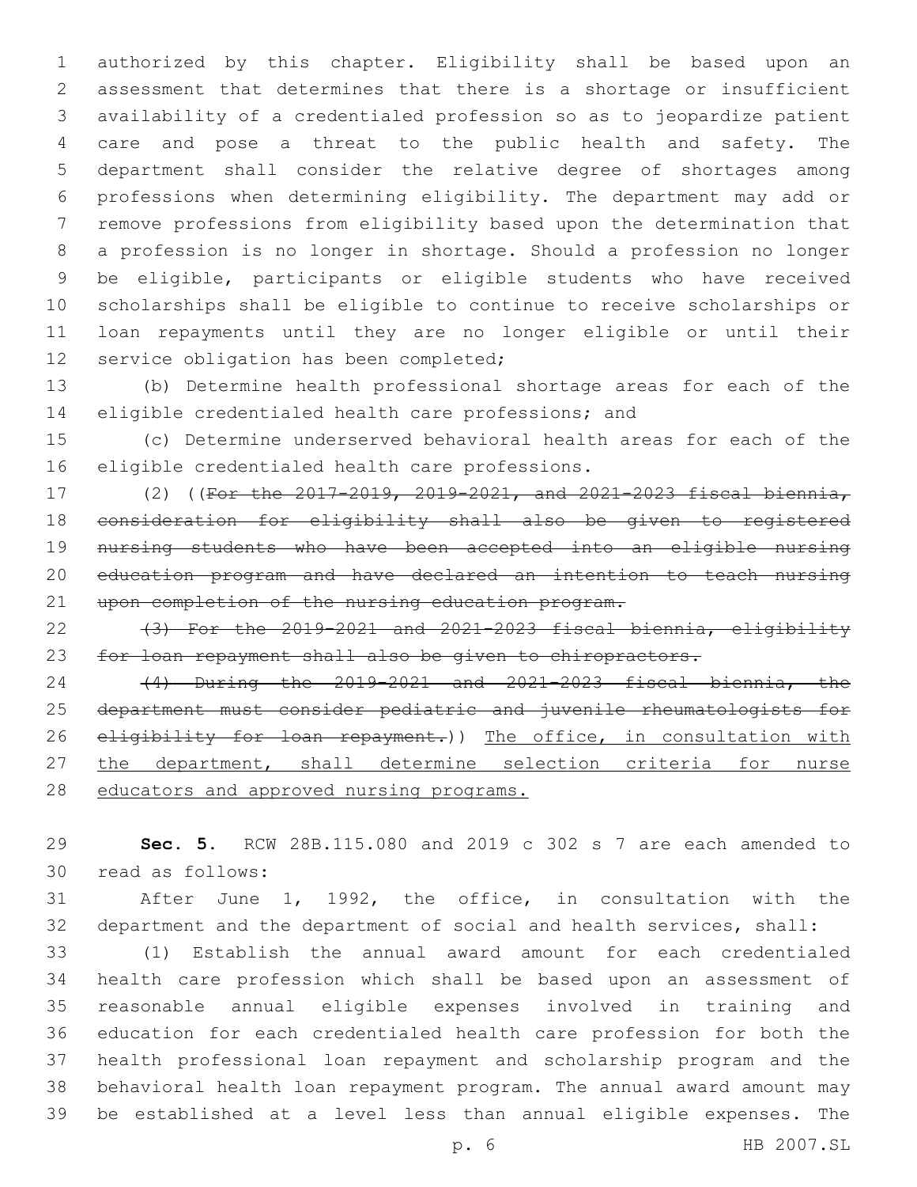authorized by this chapter. Eligibility shall be based upon an assessment that determines that there is a shortage or insufficient availability of a credentialed profession so as to jeopardize patient care and pose a threat to the public health and safety. The department shall consider the relative degree of shortages among professions when determining eligibility. The department may add or remove professions from eligibility based upon the determination that a profession is no longer in shortage. Should a profession no longer be eligible, participants or eligible students who have received scholarships shall be eligible to continue to receive scholarships or loan repayments until they are no longer eligible or until their service obligation has been completed;

(b) Determine health professional shortage areas for each of the eligible credentialed health care professions; and

(c) Determine underserved behavioral health areas for each of the eligible credentialed health care professions.

(2) ((~~For the 2017-2019, 2019-2021, and 2021-2023 fiscal biennia, consideration for eligibility shall also be given to registered nursing students who have been accepted into an eligible nursing education program and have declared an intention to teach nursing upon completion of the nursing education program.~~

~~(3) For the 2019-2021 and 2021-2023 fiscal biennia, eligibility for loan repayment shall also be given to chiropractors.~~

~~(4) During the 2019-2021 and 2021-2023 fiscal biennia, the department must consider pediatric and juvenile rheumatologists for eligibility for loan repayment.~~)) <u>The office, in consultation with the department, shall determine selection criteria for nurse educators and approved nursing programs.</u>

**Sec. 5.** RCW 28B.115.080 and 2019 c 302 s 7 are each amended to read as follows:

After June 1, 1992, the office, in consultation with the department and the department of social and health services, shall:

(1) Establish the annual award amount for each credentialed health care profession which shall be based upon an assessment of reasonable annual eligible expenses involved in training and education for each credentialed health care profession for both the health professional loan repayment and scholarship program and the behavioral health loan repayment program. The annual award amount may be established at a level less than annual eligible expenses. The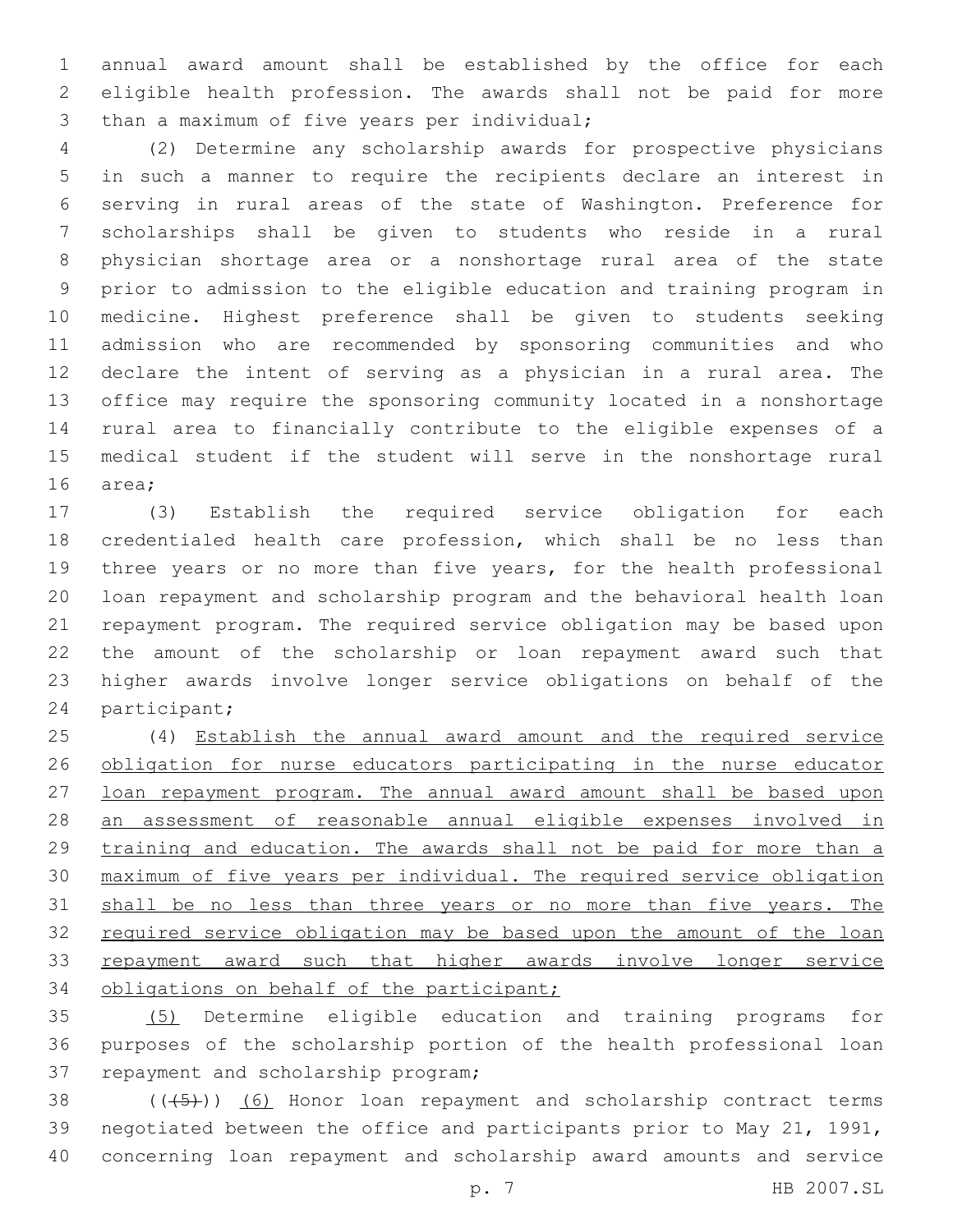annual award amount shall be established by the office for each eligible health profession. The awards shall not be paid for more than a maximum of five years per individual;

(2) Determine any scholarship awards for prospective physicians in such a manner to require the recipients declare an interest in serving in rural areas of the state of Washington. Preference for scholarships shall be given to students who reside in a rural physician shortage area or a nonshortage rural area of the state prior to admission to the eligible education and training program in medicine. Highest preference shall be given to students seeking admission who are recommended by sponsoring communities and who declare the intent of serving as a physician in a rural area. The office may require the sponsoring community located in a nonshortage rural area to financially contribute to the eligible expenses of a medical student if the student will serve in the nonshortage rural area;

(3) Establish the required service obligation for each credentialed health care profession, which shall be no less than three years or no more than five years, for the health professional loan repayment and scholarship program and the behavioral health loan repayment program. The required service obligation may be based upon the amount of the scholarship or loan repayment award such that higher awards involve longer service obligations on behalf of the participant;

(4) <u>Establish the annual award amount and the required service obligation for nurse educators participating in the nurse educator loan repayment program. The annual award amount shall be based upon an assessment of reasonable annual eligible expenses involved in training and education. The awards shall not be paid for more than a maximum of five years per individual. The required service obligation shall be no less than three years or no more than five years. The required service obligation may be based upon the amount of the loan repayment award such that higher awards involve longer service obligations on behalf of the participant;</u>

<u>(5)</u> Determine eligible education and training programs for purposes of the scholarship portion of the health professional loan repayment and scholarship program;

((~~(5)~~)) <u>(6)</u> Honor loan repayment and scholarship contract terms negotiated between the office and participants prior to May 21, 1991, concerning loan repayment and scholarship award amounts and service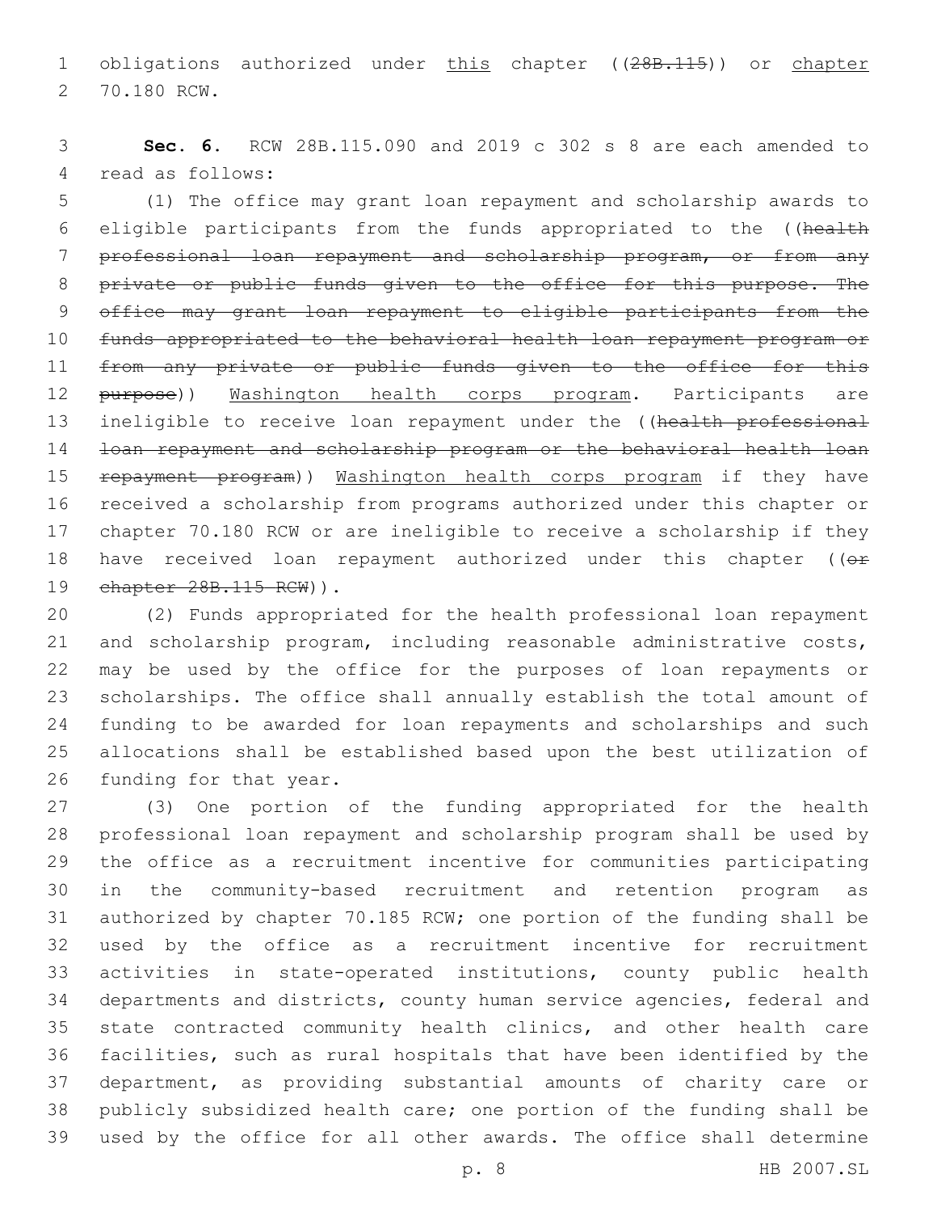obligations authorized under <u>this</u> chapter ((~~28B.115~~)) or <u>chapter</u> 70.180 RCW.

**Sec. 6.** RCW 28B.115.090 and 2019 c 302 s 8 are each amended to read as follows:

(1) The office may grant loan repayment and scholarship awards to eligible participants from the funds appropriated to the ((~~health professional loan repayment and scholarship program, or from any private or public funds given to the office for this purpose. The office may grant loan repayment to eligible participants from the funds appropriated to the behavioral health loan repayment program or from any private or public funds given to the office for this purpose~~)) <u>Washington health corps program</u>. Participants are ineligible to receive loan repayment under the ((~~health professional loan repayment and scholarship program or the behavioral health loan repayment program~~)) <u>Washington health corps program</u> if they have received a scholarship from programs authorized under this chapter or chapter 70.180 RCW or are ineligible to receive a scholarship if they have received loan repayment authorized under this chapter ((~~or chapter 28B.115 RCW~~)).

(2) Funds appropriated for the health professional loan repayment and scholarship program, including reasonable administrative costs, may be used by the office for the purposes of loan repayments or scholarships. The office shall annually establish the total amount of funding to be awarded for loan repayments and scholarships and such allocations shall be established based upon the best utilization of funding for that year.

(3) One portion of the funding appropriated for the health professional loan repayment and scholarship program shall be used by the office as a recruitment incentive for communities participating in the community-based recruitment and retention program as authorized by chapter 70.185 RCW; one portion of the funding shall be used by the office as a recruitment incentive for recruitment activities in state-operated institutions, county public health departments and districts, county human service agencies, federal and state contracted community health clinics, and other health care facilities, such as rural hospitals that have been identified by the department, as providing substantial amounts of charity care or publicly subsidized health care; one portion of the funding shall be used by the office for all other awards. The office shall determine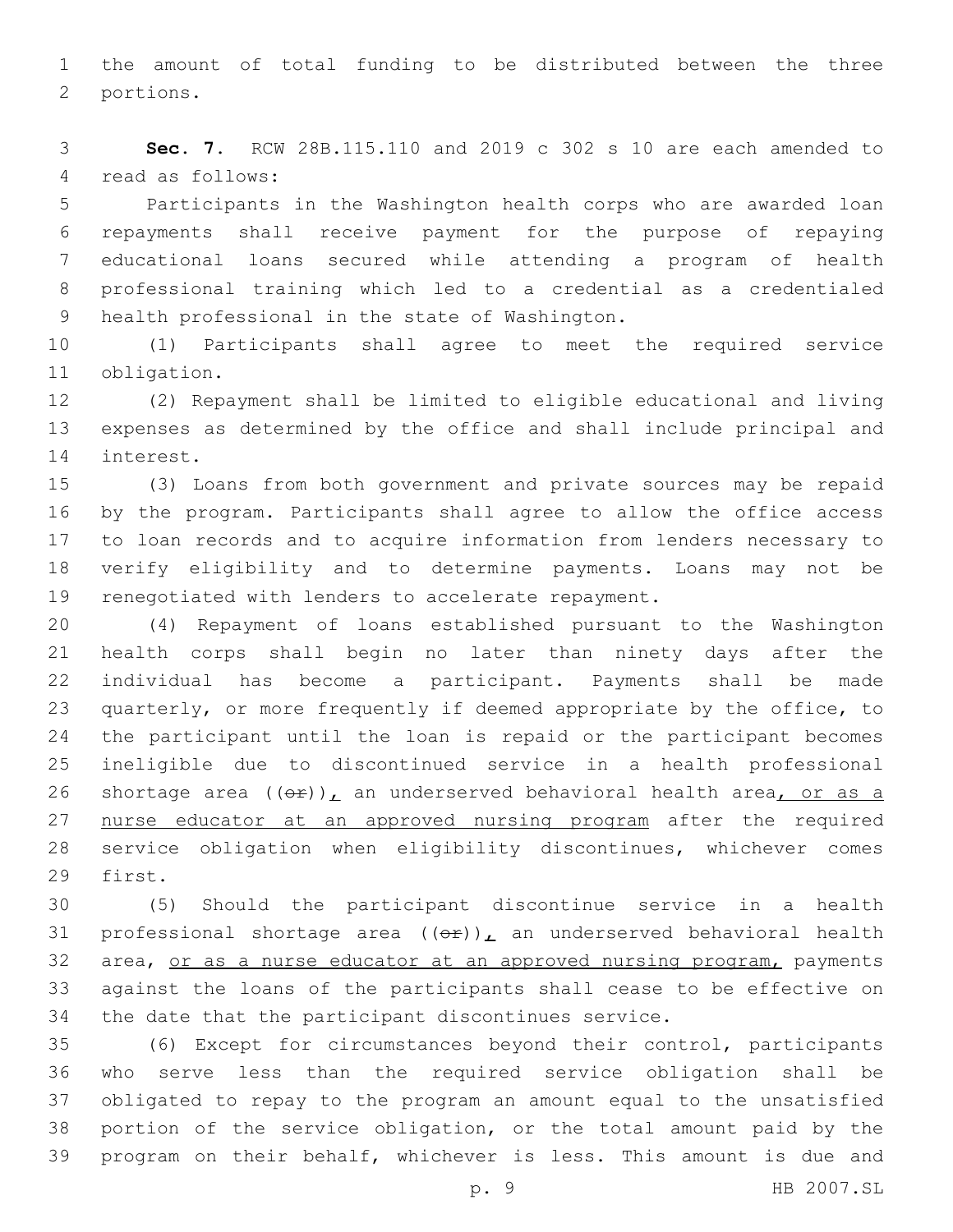the amount of total funding to be distributed between the three portions.

**Sec. 7.** RCW 28B.115.110 and 2019 c 302 s 10 are each amended to read as follows:

Participants in the Washington health corps who are awarded loan repayments shall receive payment for the purpose of repaying educational loans secured while attending a program of health professional training which led to a credential as a credentialed health professional in the state of Washington.

(1) Participants shall agree to meet the required service obligation.

(2) Repayment shall be limited to eligible educational and living expenses as determined by the office and shall include principal and interest.

(3) Loans from both government and private sources may be repaid by the program. Participants shall agree to allow the office access to loan records and to acquire information from lenders necessary to verify eligibility and to determine payments. Loans may not be renegotiated with lenders to accelerate repayment.

(4) Repayment of loans established pursuant to the Washington health corps shall begin no later than ninety days after the individual has become a participant. Payments shall be made quarterly, or more frequently if deemed appropriate by the office, to the participant until the loan is repaid or the participant becomes ineligible due to discontinued service in a health professional shortage area ((~~or~~)), an underserved behavioral health area, or as a nurse educator at an approved nursing program after the required service obligation when eligibility discontinues, whichever comes first.

(5) Should the participant discontinue service in a health professional shortage area ((~~or~~)), an underserved behavioral health area, or as a nurse educator at an approved nursing program, payments against the loans of the participants shall cease to be effective on the date that the participant discontinues service.

(6) Except for circumstances beyond their control, participants who serve less than the required service obligation shall be obligated to repay to the program an amount equal to the unsatisfied portion of the service obligation, or the total amount paid by the program on their behalf, whichever is less. This amount is due and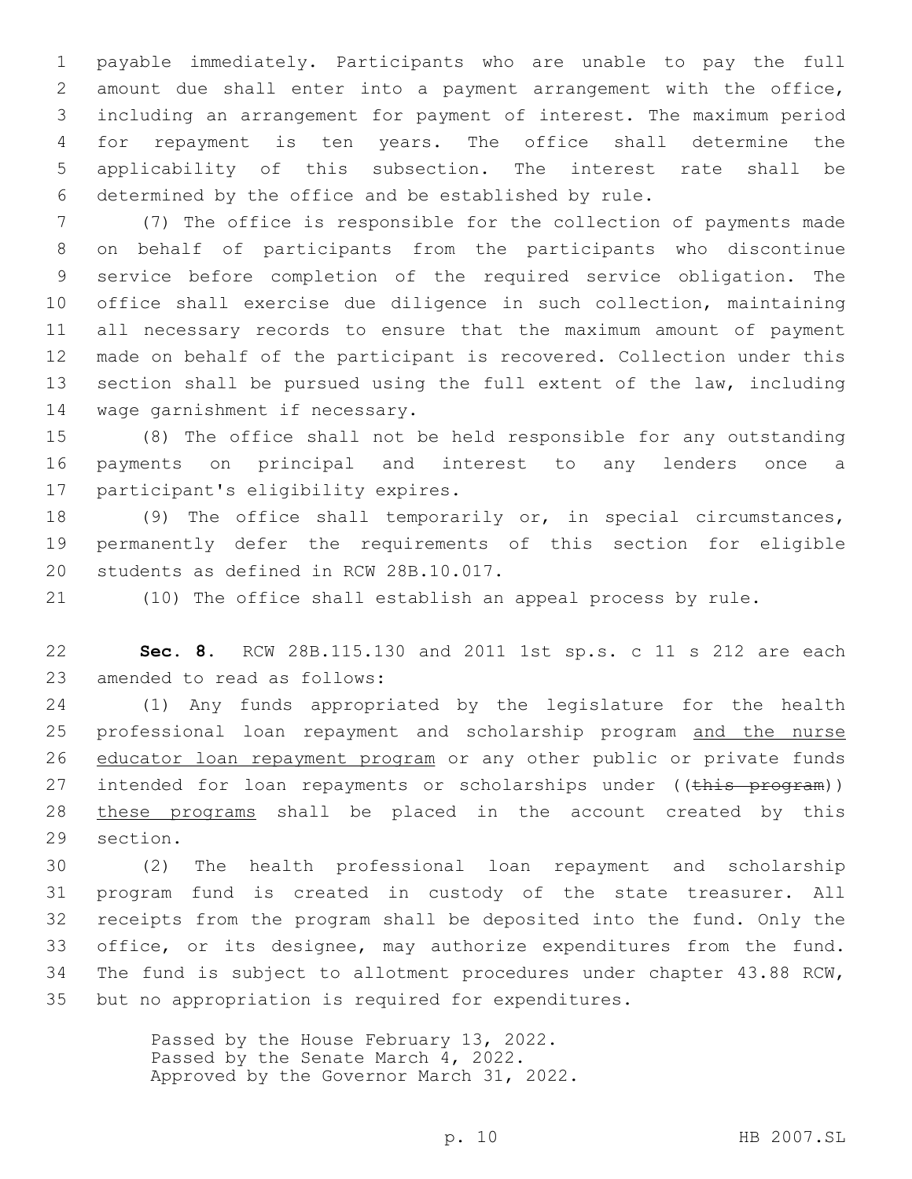payable immediately. Participants who are unable to pay the full amount due shall enter into a payment arrangement with the office, including an arrangement for payment of interest. The maximum period for repayment is ten years. The office shall determine the applicability of this subsection. The interest rate shall be determined by the office and be established by rule.

(7) The office is responsible for the collection of payments made on behalf of participants from the participants who discontinue service before completion of the required service obligation. The office shall exercise due diligence in such collection, maintaining all necessary records to ensure that the maximum amount of payment made on behalf of the participant is recovered. Collection under this section shall be pursued using the full extent of the law, including wage garnishment if necessary.

(8) The office shall not be held responsible for any outstanding payments on principal and interest to any lenders once a participant's eligibility expires.

(9) The office shall temporarily or, in special circumstances, permanently defer the requirements of this section for eligible students as defined in RCW 28B.10.017.

(10) The office shall establish an appeal process by rule.

**Sec. 8.** RCW 28B.115.130 and 2011 1st sp.s. c 11 s 212 are each amended to read as follows:

(1) Any funds appropriated by the legislature for the health professional loan repayment and scholarship program <u>and the nurse educator loan repayment program</u> or any other public or private funds intended for loan repayments or scholarships under ((~~this program~~)) <u>these programs</u> shall be placed in the account created by this section.

(2) The health professional loan repayment and scholarship program fund is created in custody of the state treasurer. All receipts from the program shall be deposited into the fund. Only the office, or its designee, may authorize expenditures from the fund. The fund is subject to allotment procedures under chapter 43.88 RCW, but no appropriation is required for expenditures.

Passed by the House February 13, 2022.
Passed by the Senate March 4, 2022.
Approved by the Governor March 31, 2022.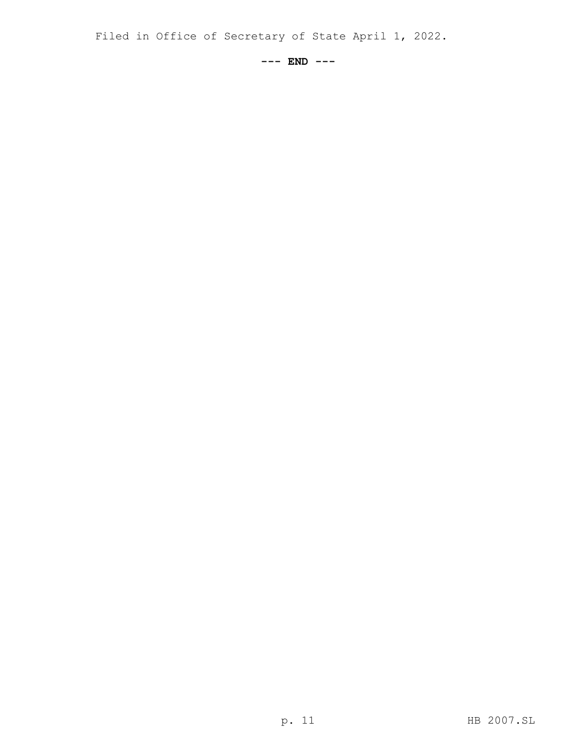Filed in Office of Secretary of State April 1, 2022.

**--- END ---**